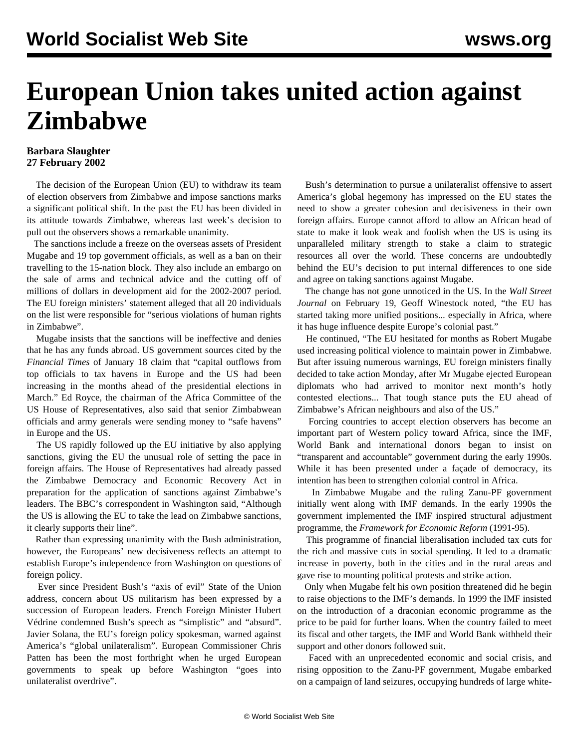# European Union takes united action against Zimbabwe

**Barbara Slaughter**
**27 February 2002**

The decision of the European Union (EU) to withdraw its team of election observers from Zimbabwe and impose sanctions marks a significant political shift. In the past the EU has been divided in its attitude towards Zimbabwe, whereas last week's decision to pull out the observers shows a remarkable unanimity.

The sanctions include a freeze on the overseas assets of President Mugabe and 19 top government officials, as well as a ban on their travelling to the 15-nation block. They also include an embargo on the sale of arms and technical advice and the cutting off of millions of dollars in development aid for the 2002-2007 period. The EU foreign ministers' statement alleged that all 20 individuals on the list were responsible for "serious violations of human rights in Zimbabwe".

Mugabe insists that the sanctions will be ineffective and denies that he has any funds abroad. US government sources cited by the *Financial Times* of January 18 claim that "capital outflows from top officials to tax havens in Europe and the US had been increasing in the months ahead of the presidential elections in March." Ed Royce, the chairman of the Africa Committee of the US House of Representatives, also said that senior Zimbabwean officials and army generals were sending money to "safe havens" in Europe and the US.

The US rapidly followed up the EU initiative by also applying sanctions, giving the EU the unusual role of setting the pace in foreign affairs. The House of Representatives had already passed the Zimbabwe Democracy and Economic Recovery Act in preparation for the application of sanctions against Zimbabwe's leaders. The BBC's correspondent in Washington said, "Although the US is allowing the EU to take the lead on Zimbabwe sanctions, it clearly supports their line".

Rather than expressing unanimity with the Bush administration, however, the Europeans' new decisiveness reflects an attempt to establish Europe's independence from Washington on questions of foreign policy.

Ever since President Bush's "axis of evil" State of the Union address, concern about US militarism has been expressed by a succession of European leaders. French Foreign Minister Hubert Védrine condemned Bush's speech as "simplistic" and "absurd". Javier Solana, the EU's foreign policy spokesman, warned against America's "global unilateralism". European Commissioner Chris Patten has been the most forthright when he urged European governments to speak up before Washington "goes into unilateralist overdrive".

Bush's determination to pursue a unilateralist offensive to assert America's global hegemony has impressed on the EU states the need to show a greater cohesion and decisiveness in their own foreign affairs. Europe cannot afford to allow an African head of state to make it look weak and foolish when the US is using its unparalleled military strength to stake a claim to strategic resources all over the world. These concerns are undoubtedly behind the EU's decision to put internal differences to one side and agree on taking sanctions against Mugabe.

The change has not gone unnoticed in the US. In the *Wall Street Journal* on February 19, Geoff Winestock noted, "the EU has started taking more unified positions... especially in Africa, where it has huge influence despite Europe's colonial past."

He continued, "The EU hesitated for months as Robert Mugabe used increasing political violence to maintain power in Zimbabwe. But after issuing numerous warnings, EU foreign ministers finally decided to take action Monday, after Mr Mugabe ejected European diplomats who had arrived to monitor next month's hotly contested elections... That tough stance puts the EU ahead of Zimbabwe's African neighbours and also of the US."

Forcing countries to accept election observers has become an important part of Western policy toward Africa, since the IMF, World Bank and international donors began to insist on "transparent and accountable" government during the early 1990s. While it has been presented under a façade of democracy, its intention has been to strengthen colonial control in Africa.

In Zimbabwe Mugabe and the ruling Zanu-PF government initially went along with IMF demands. In the early 1990s the government implemented the IMF inspired structural adjustment programme, the *Framework for Economic Reform* (1991-95).

This programme of financial liberalisation included tax cuts for the rich and massive cuts in social spending. It led to a dramatic increase in poverty, both in the cities and in the rural areas and gave rise to mounting political protests and strike action.

Only when Mugabe felt his own position threatened did he begin to raise objections to the IMF's demands. In 1999 the IMF insisted on the introduction of a draconian economic programme as the price to be paid for further loans. When the country failed to meet its fiscal and other targets, the IMF and World Bank withheld their support and other donors followed suit.

Faced with an unprecedented economic and social crisis, and rising opposition to the Zanu-PF government, Mugabe embarked on a campaign of land seizures, occupying hundreds of large white-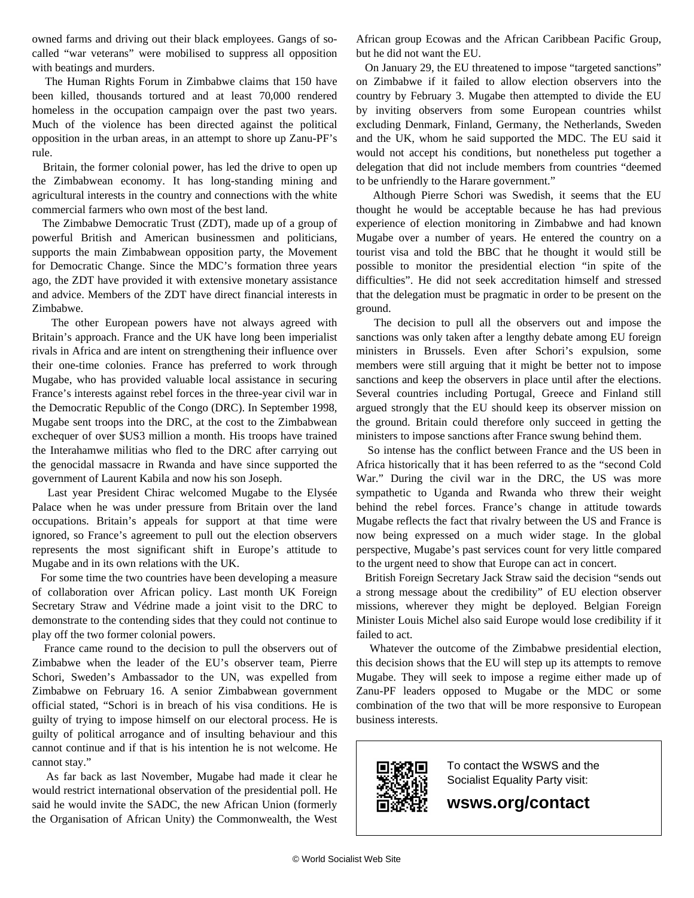owned farms and driving out their black employees. Gangs of so-called "war veterans" were mobilised to suppress all opposition with beatings and murders.

The Human Rights Forum in Zimbabwe claims that 150 have been killed, thousands tortured and at least 70,000 rendered homeless in the occupation campaign over the past two years. Much of the violence has been directed against the political opposition in the urban areas, in an attempt to shore up Zanu-PF's rule.

Britain, the former colonial power, has led the drive to open up the Zimbabwean economy. It has long-standing mining and agricultural interests in the country and connections with the white commercial farmers who own most of the best land.

The Zimbabwe Democratic Trust (ZDT), made up of a group of powerful British and American businessmen and politicians, supports the main Zimbabwean opposition party, the Movement for Democratic Change. Since the MDC's formation three years ago, the ZDT have provided it with extensive monetary assistance and advice. Members of the ZDT have direct financial interests in Zimbabwe.

The other European powers have not always agreed with Britain's approach. France and the UK have long been imperialist rivals in Africa and are intent on strengthening their influence over their one-time colonies. France has preferred to work through Mugabe, who has provided valuable local assistance in securing France's interests against rebel forces in the three-year civil war in the Democratic Republic of the Congo (DRC). In September 1998, Mugabe sent troops into the DRC, at the cost to the Zimbabwean exchequer of over $US3 million a month. His troops have trained the Interahamwe militias who fled to the DRC after carrying out the genocidal massacre in Rwanda and have since supported the government of Laurent Kabila and now his son Joseph.

Last year President Chirac welcomed Mugabe to the Elysée Palace when he was under pressure from Britain over the land occupations. Britain's appeals for support at that time were ignored, so France's agreement to pull out the election observers represents the most significant shift in Europe's attitude to Mugabe and in its own relations with the UK.

For some time the two countries have been developing a measure of collaboration over African policy. Last month UK Foreign Secretary Straw and Védrine made a joint visit to the DRC to demonstrate to the contending sides that they could not continue to play off the two former colonial powers.

France came round to the decision to pull the observers out of Zimbabwe when the leader of the EU's observer team, Pierre Schori, Sweden's Ambassador to the UN, was expelled from Zimbabwe on February 16. A senior Zimbabwean government official stated, "Schori is in breach of his visa conditions. He is guilty of trying to impose himself on our electoral process. He is guilty of political arrogance and of insulting behaviour and this cannot continue and if that is his intention he is not welcome. He cannot stay."

As far back as last November, Mugabe had made it clear he would restrict international observation of the presidential poll. He said he would invite the SADC, the new African Union (formerly the Organisation of African Unity) the Commonwealth, the West African group Ecowas and the African Caribbean Pacific Group, but he did not want the EU.

On January 29, the EU threatened to impose "targeted sanctions" on Zimbabwe if it failed to allow election observers into the country by February 3. Mugabe then attempted to divide the EU by inviting observers from some European countries whilst excluding Denmark, Finland, Germany, the Netherlands, Sweden and the UK, whom he said supported the MDC. The EU said it would not accept his conditions, but nonetheless put together a delegation that did not include members from countries "deemed to be unfriendly to the Harare government."

Although Pierre Schori was Swedish, it seems that the EU thought he would be acceptable because he has had previous experience of election monitoring in Zimbabwe and had known Mugabe over a number of years. He entered the country on a tourist visa and told the BBC that he thought it would still be possible to monitor the presidential election "in spite of the difficulties". He did not seek accreditation himself and stressed that the delegation must be pragmatic in order to be present on the ground.

The decision to pull all the observers out and impose the sanctions was only taken after a lengthy debate among EU foreign ministers in Brussels. Even after Schori's expulsion, some members were still arguing that it might be better not to impose sanctions and keep the observers in place until after the elections. Several countries including Portugal, Greece and Finland still argued strongly that the EU should keep its observer mission on the ground. Britain could therefore only succeed in getting the ministers to impose sanctions after France swung behind them.

So intense has the conflict between France and the US been in Africa historically that it has been referred to as the "second Cold War." During the civil war in the DRC, the US was more sympathetic to Uganda and Rwanda who threw their weight behind the rebel forces. France's change in attitude towards Mugabe reflects the fact that rivalry between the US and France is now being expressed on a much wider stage. In the global perspective, Mugabe's past services count for very little compared to the urgent need to show that Europe can act in concert.

British Foreign Secretary Jack Straw said the decision "sends out a strong message about the credibility" of EU election observer missions, wherever they might be deployed. Belgian Foreign Minister Louis Michel also said Europe would lose credibility if it failed to act.

Whatever the outcome of the Zimbabwe presidential election, this decision shows that the EU will step up its attempts to remove Mugabe. They will seek to impose a regime either made up of Zanu-PF leaders opposed to Mugabe or the MDC or some combination of the two that will be more responsive to European business interests.

To contact the WSWS and the Socialist Equality Party visit:

**wsws.org/contact**